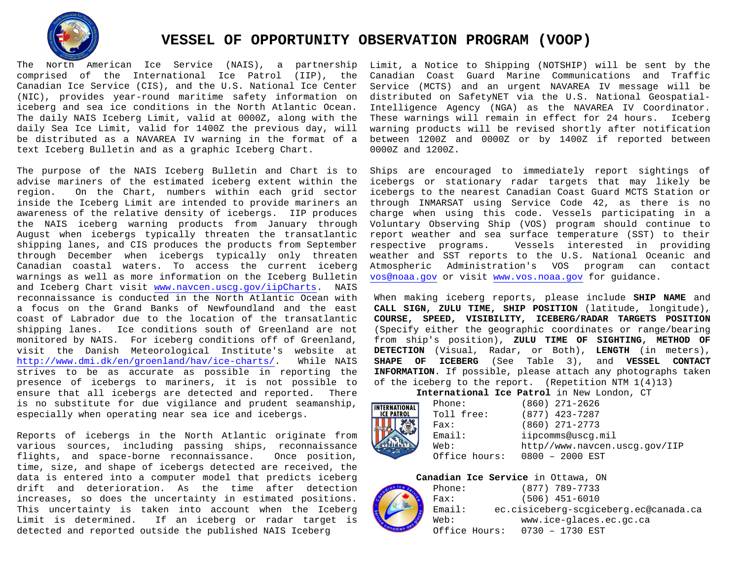# VESSEL OF OPPORTUNITY OBSERVATION PROGRAM (VOOP)

The North American Ice Service (NAIS), a partnership comprised of the International Ice Patrol (IIP), the Canadian Ice Service (CIS), and the U.S. National Ice Center (NIC), provides year-round maritime safety information on iceberg and sea ice conditions in the North Atlantic Ocean. The daily NAIS Iceberg Limit, valid at 0000Z, along with the daily Sea Ice Limit, valid for 1400Z the previous day, will be distributed as a NAVAREA IV warning in the format of a text Iceberg Bulletin and as a graphic Iceberg Chart.

The purpose of the NAIS Iceberg Bulletin and Chart is to advise mariners of the estimated iceberg extent within the region. On the Chart, numbers within each grid sector inside the Iceberg Limit are intended to provide mariners an awareness of the relative density of icebergs. IIP produces the NAIS iceberg warning products from January through August when icebergs typically threaten the transatlantic shipping lanes, and CIS produces the products from September through December when icebergs typically only threaten Canadian coastal waters. To access the current iceberg warnings as well as more information on the Iceberg Bulletin and Iceberg Chart visit www.navcen.uscg.gov/iipCharts. NAIS reconnaissance is conducted in the North Atlantic Ocean with a focus on the Grand Banks of Newfoundland and the east coast of Labrador due to the location of the transatlantic shipping lanes. Ice conditions south of Greenland are not monitored by NAIS. For iceberg conditions off of Greenland, visit the Danish Meteorological Institute's website at http://www.dmi.dk/en/groenland/hav/ice-charts/. While NAIS strives to be as accurate as possible in reporting the presence of icebergs to mariners, it is not possible to ensure that all icebergs are detected and reported. There is no substitute for due vigilance and prudent seamanship, especially when operating near sea ice and icebergs.

Reports of icebergs in the North Atlantic originate from various sources, including passing ships, reconnaissance flights, and space-borne reconnaissance. Once position, time, size, and shape of icebergs detected are received, the data is entered into a computer model that predicts iceberg drift and deterioration. As the time after detection increases, so does the uncertainty in estimated positions. This uncertainty is taken into account when the Iceberg Limit is determined. If an iceberg or radar target is detected and reported outside the published NAIS Iceberg Limit, a Notice to Shipping (NOTSHIP) will be sent by the Canadian Coast Guard Marine Communications and Traffic Service (MCTS) and an urgent NAVAREA IV message will be distributed on SafetyNET via the U.S. National Geospatial-Intelligence Agency (NGA) as the NAVAREA IV Coordinator. These warnings will remain in effect for 24 hours. Iceberg warning products will be revised shortly after notification between 1200Z and 0000Z or by 1400Z if reported between 0000Z and 1200Z.

Ships are encouraged to immediately report sightings of icebergs or stationary radar targets that may likely be icebergs to the nearest Canadian Coast Guard MCTS Station or through INMARSAT using Service Code 42, as there is no charge when using this code. Vessels participating in a Voluntary Observing Ship (VOS) program should continue to report weather and sea surface temperature (SST) to their respective programs. Vessels interested in providing weather and SST reports to the U.S. National Oceanic and Atmospheric Administration's VOS program can contact vos@noaa.gov or visit www.vos.noaa.gov for guidance.

When making iceberg reports, please include **SHIP NAME** and **CALL SIGN, ZULU TIME, SHIP POSITION** (latitude, longitude), **COURSE, SPEED, VISIBILITY, ICEBERG/RADAR TARGETS POSITION** (Specify either the geographic coordinates or range/bearing from ship's position), **ZULU TIME OF SIGHTING, METHOD OF DETECTION** (Visual, Radar, or Both), **LENGTH** (in meters), **SHAPE OF ICEBERG** (See Table 3), and **VESSEL CONTACT INFORMATION**. If possible, please attach any photographs taken of the iceberg to the report. (Repetition NTM 1(4)13)

**International Ice Patrol** in New London, CT

| | |
|---|---|
| Phone: | (860) 271-2626 |
| Toll free: | (877) 423-7287 |
| Fax: | (860) 271-2773 |
| Email: | iipcomms@uscg.mil |
| Web: | http//www.navcen.uscg.gov/IIP |
| Office hours: | 0800 – 2000 EST |

**Canadian Ice Service** in Ottawa, ON

| | |
|---|---|
| Phone: | (877) 789-7733 |
| Fax: | (506) 451-6010 |
| Email: | ec.cisiceberg-scgiceberg.ec@canada.ca |
| Web: | www.ice-glaces.ec.gc.ca |
| Office Hours: | 0730 – 1730 EST |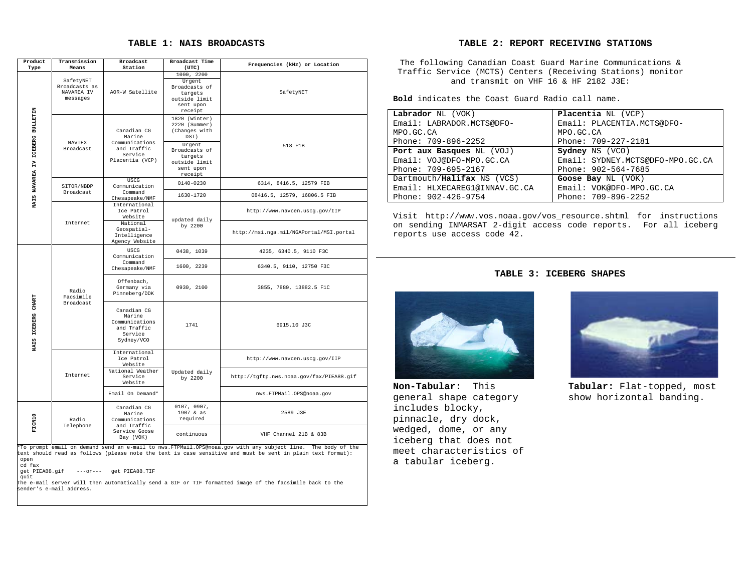## TABLE 1: NAIS BROADCASTS

| Product Type | Transmission Means | Broadcast Station | Broadcast Time (UTC) | Frequencies (kHz) or Location |
|---|---|---|---|---|
| NAIS NAVAREA IV ICEBERG BULLETIN | SafetyNET Broadcasts as NAVAREA IV messages | AOR-W Satellite | 1000, 2200<br>Urgent Broadcasts of targets outside limit sent upon receipt | SafetyNET |
| | NAVTEX Broadcast | Canadian CG Marine Communications and Traffic Service Placentia (VCP) | 1820 (Winter) 2220 (Summer) (Changes with DST)<br>Urgent Broadcasts of targets outside limit sent upon receipt | 518 F1B |
| | SITOR/NBDP Broadcast | USCG Communication Command Chesapeake/NMF | 0140-0230 | 6314, 8416.5, 12579 FIB |
| | | | 1630-1720 | 08416.5, 12579, 16806.5 FIB |
| | Internet | International Ice Patrol Website | updated daily by 2200 | http://www.navcen.uscg.gov/IIP |
| | | National Geospatial-Intelligence Agency Website | | http://msi.nga.mil/NGAPortal/MSI.portal |
| NAIS ICEBERG CHART | Radio Facsimile Broadcast | USCG Communication Command Chesapeake/NMF | 0438, 1039 | 4235, 6340.5, 9110 F3C |
| | | | 1600, 2239 | 6340.5, 9110, 12750 F3C |
| | | Offenbach, Germany via Pinneberg/DDK | 0930, 2100 | 3855, 7880, 13882.5 F1C |
| | | Canadian CG Marine Communications and Traffic Service Sydney/VCO | 1741 | 6915.10 J3C |
| | Internet | International Ice Patrol Website | Updated daily by 2200 | http://www.navcen.uscg.gov/IIP |
| | | National Weather Service Website | | http://tgftp.nws.noaa.gov/fax/PIEA88.gif |
| | | Email On Demand* | | nws.FTPMail.OPS@noaa.gov |
| FICN10 | Radio Telephone | Canadian CG Marine Communications and Traffic Service Goose Bay (VOK) | 0107, 0907, 1907 & as required | 2589 J3E |
| | | | continuous | VHF Channel 21B & 83B |

*To prompt email on demand send an e-mail to nws.FTPMail.OPS@noaa.gov with any subject line. The body of the text should read as follows (please note the text is case sensitive and must be sent in plain text format):

```
open
cd fax
get PIEA88.gif   ---or---   get PIEA88.TIF
quit
```

The e-mail server will then automatically send a GIF or TIF formatted image of the facsimile back to the sender's e-mail address.

## TABLE 2: REPORT RECEIVING STATIONS

The following Canadian Coast Guard Marine Communications & Traffic Service (MCTS) Centers (Receiving Stations) monitor and transmit on VHF 16 & HF 2182 J3E:

**Bold** indicates the Coast Guard Radio call name.

| | |
|---|---|
| **Labrador** NL (VOK)<br>Email: LABRADOR.MCTS@DFO-MPO.GC.CA<br>Phone: 709-896-2252 | **Placentia** NL (VCP)<br>Email: PLACENTIA.MCTS@DFO-MPO.GC.CA<br>Phone: 709-227-2181 |
| **Port aux Basques** NL (VOJ)<br>Email: VOJ@DFO-MPO.GC.CA<br>Phone: 709-695-2167 | **Sydney** NS (VCO)<br>Email: SYDNEY.MCTS@DFO-MPO.GC.CA<br>Phone: 902-564-7685 |
| Dartmouth/**Halifax** NS (VCS)<br>Email: HLXECAREG1@INNAV.GC.CA<br>Phone: 902-426-9754 | **Goose Bay** NL (VOK)<br>Email: VOK@DFO-MPO.GC.CA<br>Phone: 709-896-2252 |

Visit http://www.vos.noaa.gov/vos_resource.shtml for instructions on sending INMARSAT 2-digit access code reports. For all iceberg reports use access code 42.

## TABLE 3: ICEBERG SHAPES

**Non-Tabular:** This general shape category includes blocky, pinnacle, dry dock, wedged, dome, or any iceberg that does not meet characteristics of a tabular iceberg.

**Tabular:** Flat-topped, most show horizontal banding.